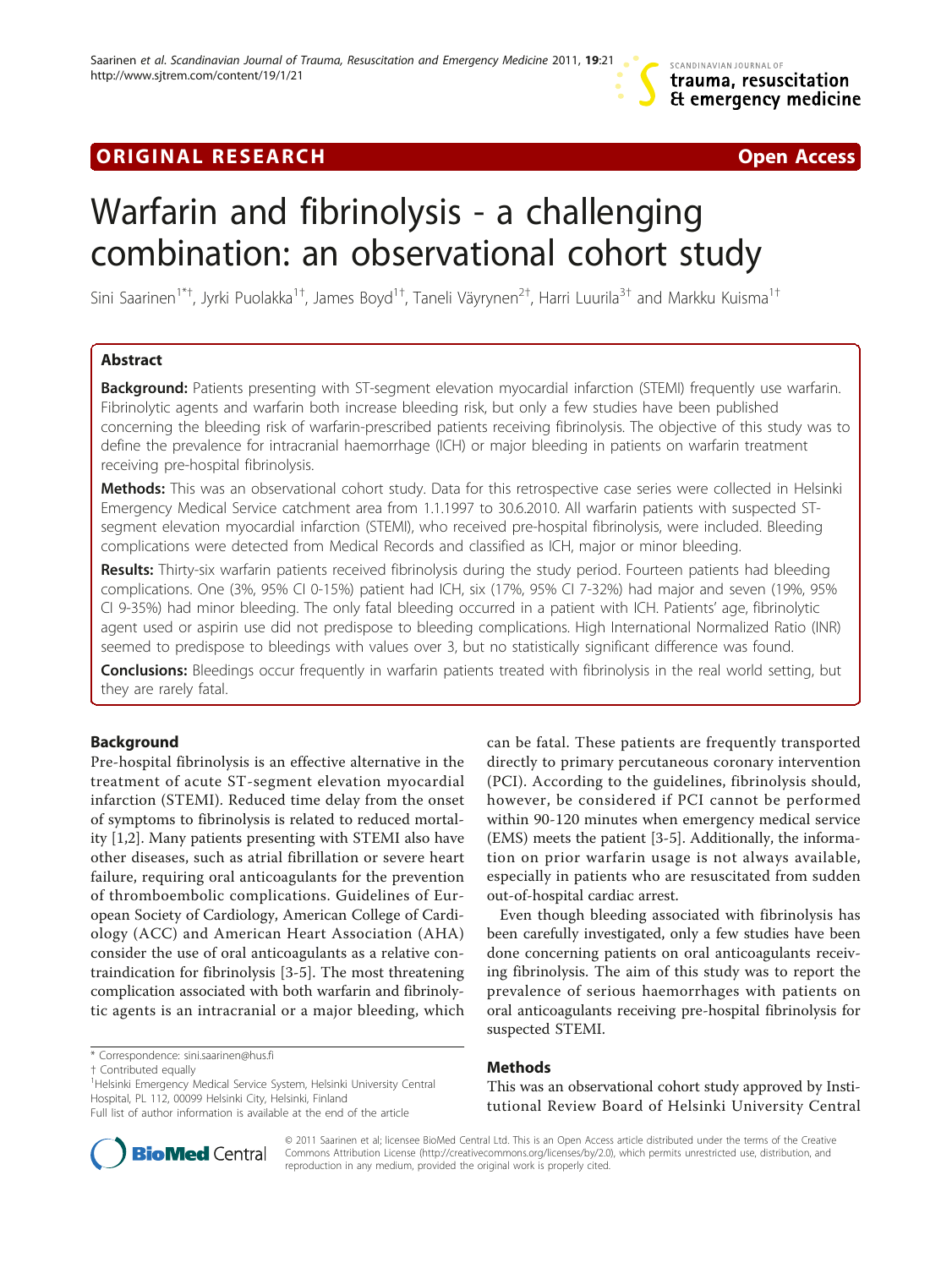ORIGINAL RESEARCH Open Access

# Warfarin and fibrinolysis - a challenging combination: an observational cohort study

Sini Saarinen[1*†], Jyrki Puolakka[1†], James Boyd[1†], Taneli Väyrynen[2†], Harri Luurila[3†] and Markku Kuisma[1†]

## Abstract

**Background:** Patients presenting with ST-segment elevation myocardial infarction (STEMI) frequently use warfarin. Fibrinolytic agents and warfarin both increase bleeding risk, but only a few studies have been published concerning the bleeding risk of warfarin-prescribed patients receiving fibrinolysis. The objective of this study was to define the prevalence for intracranial haemorrhage (ICH) or major bleeding in patients on warfarin treatment receiving pre-hospital fibrinolysis.

**Methods:** This was an observational cohort study. Data for this retrospective case series were collected in Helsinki Emergency Medical Service catchment area from 1.1.1997 to 30.6.2010. All warfarin patients with suspected ST-segment elevation myocardial infarction (STEMI), who received pre-hospital fibrinolysis, were included. Bleeding complications were detected from Medical Records and classified as ICH, major or minor bleeding.

**Results:** Thirty-six warfarin patients received fibrinolysis during the study period. Fourteen patients had bleeding complications. One (3%, 95% CI 0-15%) patient had ICH, six (17%, 95% CI 7-32%) had major and seven (19%, 95% CI 9-35%) had minor bleeding. The only fatal bleeding occurred in a patient with ICH. Patients' age, fibrinolytic agent used or aspirin use did not predispose to bleeding complications. High International Normalized Ratio (INR) seemed to predispose to bleedings with values over 3, but no statistically significant difference was found.

**Conclusions:** Bleedings occur frequently in warfarin patients treated with fibrinolysis in the real world setting, but they are rarely fatal.

## Background

Pre-hospital fibrinolysis is an effective alternative in the treatment of acute ST-segment elevation myocardial infarction (STEMI). Reduced time delay from the onset of symptoms to fibrinolysis is related to reduced mortality [1,2]. Many patients presenting with STEMI also have other diseases, such as atrial fibrillation or severe heart failure, requiring oral anticoagulants for the prevention of thromboembolic complications. Guidelines of European Society of Cardiology, American College of Cardiology (ACC) and American Heart Association (AHA) consider the use of oral anticoagulants as a relative contraindication for fibrinolysis [3-5]. The most threatening complication associated with both warfarin and fibrinolytic agents is an intracranial or a major bleeding, which can be fatal. These patients are frequently transported directly to primary percutaneous coronary intervention (PCI). According to the guidelines, fibrinolysis should, however, be considered if PCI cannot be performed within 90-120 minutes when emergency medical service (EMS) meets the patient [3-5]. Additionally, the information on prior warfarin usage is not always available, especially in patients who are resuscitated from sudden out-of-hospital cardiac arrest.

Even though bleeding associated with fibrinolysis has been carefully investigated, only a few studies have been done concerning patients on oral anticoagulants receiving fibrinolysis. The aim of this study was to report the prevalence of serious haemorrhages with patients on oral anticoagulants receiving pre-hospital fibrinolysis for suspected STEMI.

## Methods

This was an observational cohort study approved by Institutional Review Board of Helsinki University Central

\* Correspondence: sini.saarinen@hus.fi

† Contributed equally

[1]Helsinki Emergency Medical Service System, Helsinki University Central Hospital, PL 112, 00099 Helsinki City, Helsinki, Finland

Full list of author information is available at the end of the article

© 2011 Saarinen et al; licensee BioMed Central Ltd. This is an Open Access article distributed under the terms of the Creative Commons Attribution License (http://creativecommons.org/licenses/by/2.0), which permits unrestricted use, distribution, and reproduction in any medium, provided the original work is properly cited.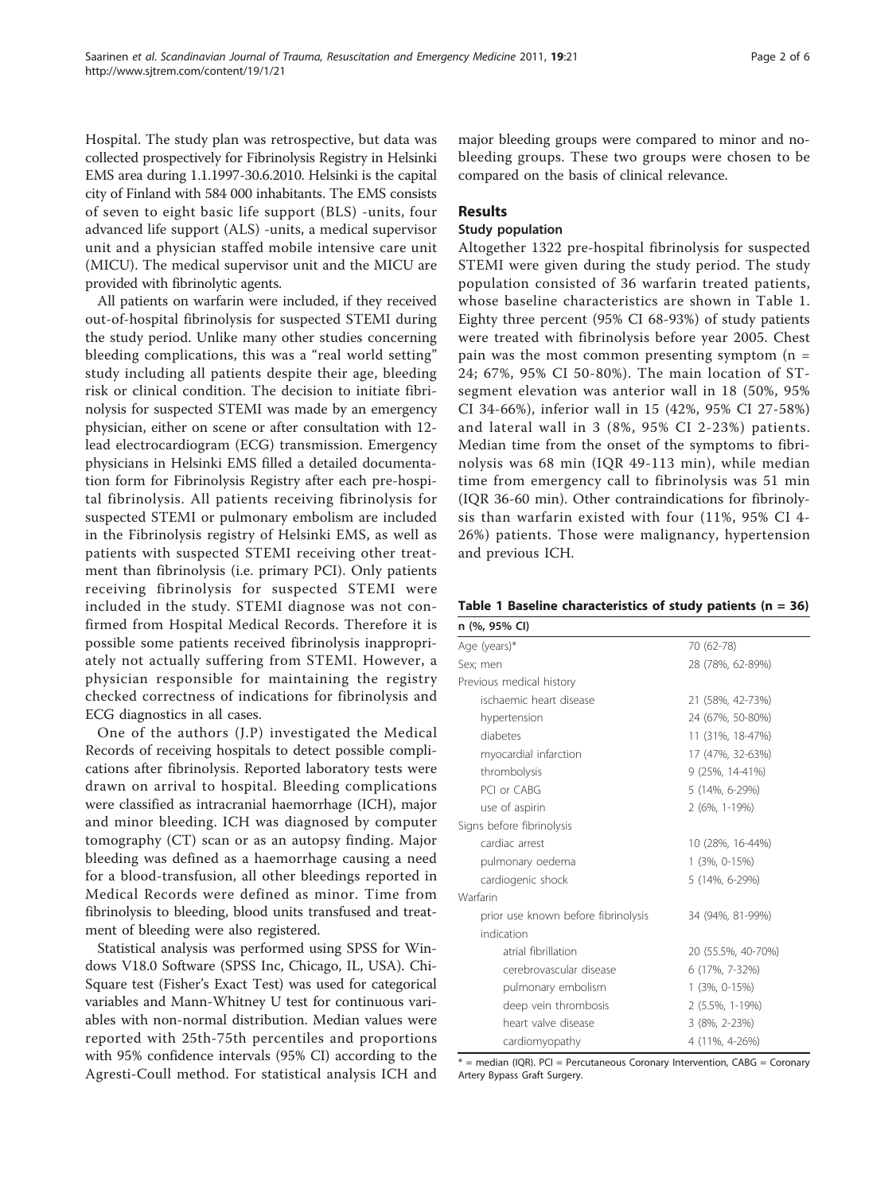Hospital. The study plan was retrospective, but data was collected prospectively for Fibrinolysis Registry in Helsinki EMS area during 1.1.1997-30.6.2010. Helsinki is the capital city of Finland with 584 000 inhabitants. The EMS consists of seven to eight basic life support (BLS) -units, four advanced life support (ALS) -units, a medical supervisor unit and a physician staffed mobile intensive care unit (MICU). The medical supervisor unit and the MICU are provided with fibrinolytic agents.

All patients on warfarin were included, if they received out-of-hospital fibrinolysis for suspected STEMI during the study period. Unlike many other studies concerning bleeding complications, this was a "real world setting" study including all patients despite their age, bleeding risk or clinical condition. The decision to initiate fibrinolysis for suspected STEMI was made by an emergency physician, either on scene or after consultation with 12-lead electrocardiogram (ECG) transmission. Emergency physicians in Helsinki EMS filled a detailed documentation form for Fibrinolysis Registry after each pre-hospital fibrinolysis. All patients receiving fibrinolysis for suspected STEMI or pulmonary embolism are included in the Fibrinolysis registry of Helsinki EMS, as well as patients with suspected STEMI receiving other treatment than fibrinolysis (i.e. primary PCI). Only patients receiving fibrinolysis for suspected STEMI were included in the study. STEMI diagnose was not confirmed from Hospital Medical Records. Therefore it is possible some patients received fibrinolysis inappropriately not actually suffering from STEMI. However, a physician responsible for maintaining the registry checked correctness of indications for fibrinolysis and ECG diagnostics in all cases.

One of the authors (J.P) investigated the Medical Records of receiving hospitals to detect possible complications after fibrinolysis. Reported laboratory tests were drawn on arrival to hospital. Bleeding complications were classified as intracranial haemorrhage (ICH), major and minor bleeding. ICH was diagnosed by computer tomography (CT) scan or as an autopsy finding. Major bleeding was defined as a haemorrhage causing a need for a blood-transfusion, all other bleedings reported in Medical Records were defined as minor. Time from fibrinolysis to bleeding, blood units transfused and treatment of bleeding were also registered.

Statistical analysis was performed using SPSS for Windows V18.0 Software (SPSS Inc, Chicago, IL, USA). Chi-Square test (Fisher's Exact Test) was used for categorical variables and Mann-Whitney U test for continuous variables with non-normal distribution. Median values were reported with 25th-75th percentiles and proportions with 95% confidence intervals (95% CI) according to the Agresti-Coull method. For statistical analysis ICH and major bleeding groups were compared to minor and no-bleeding groups. These two groups were chosen to be compared on the basis of clinical relevance.

## Results

### Study population

Altogether 1322 pre-hospital fibrinolysis for suspected STEMI were given during the study period. The study population consisted of 36 warfarin treated patients, whose baseline characteristics are shown in Table 1. Eighty three percent (95% CI 68-93%) of study patients were treated with fibrinolysis before year 2005. Chest pain was the most common presenting symptom (n = 24; 67%, 95% CI 50-80%). The main location of ST-segment elevation was anterior wall in 18 (50%, 95% CI 34-66%), inferior wall in 15 (42%, 95% CI 27-58%) and lateral wall in 3 (8%, 95% CI 2-23%) patients. Median time from the onset of the symptoms to fibrinolysis was 68 min (IQR 49-113 min), while median time from emergency call to fibrinolysis was 51 min (IQR 36-60 min). Other contraindications for fibrinolysis than warfarin existed with four (11%, 95% CI 4-26%) patients. Those were malignancy, hypertension and previous ICH.

**Table 1 Baseline characteristics of study patients (n = 36)**

| n (%, 95% CI) | |
|---|---|
| Age (years)* | 70 (62-78) |
| Sex; men | 28 (78%, 62-89%) |
| Previous medical history | |
| ischaemic heart disease | 21 (58%, 42-73%) |
| hypertension | 24 (67%, 50-80%) |
| diabetes | 11 (31%, 18-47%) |
| myocardial infarction | 17 (47%, 32-63%) |
| thrombolysis | 9 (25%, 14-41%) |
| PCI or CABG | 5 (14%, 6-29%) |
| use of aspirin | 2 (6%, 1-19%) |
| Signs before fibrinolysis | |
| cardiac arrest | 10 (28%, 16-44%) |
| pulmonary oedema | 1 (3%, 0-15%) |
| cardiogenic shock | 5 (14%, 6-29%) |
| Warfarin | |
| prior use known before fibrinolysis | 34 (94%, 81-99%) |
| indication | |
| atrial fibrillation | 20 (55.5%, 40-70%) |
| cerebrovascular disease | 6 (17%, 7-32%) |
| pulmonary embolism | 1 (3%, 0-15%) |
| deep vein thrombosis | 2 (5.5%, 1-19%) |
| heart valve disease | 3 (8%, 2-23%) |
| cardiomyopathy | 4 (11%, 4-26%) |

* = median (IQR). PCI = Percutaneous Coronary Intervention, CABG = Coronary Artery Bypass Graft Surgery.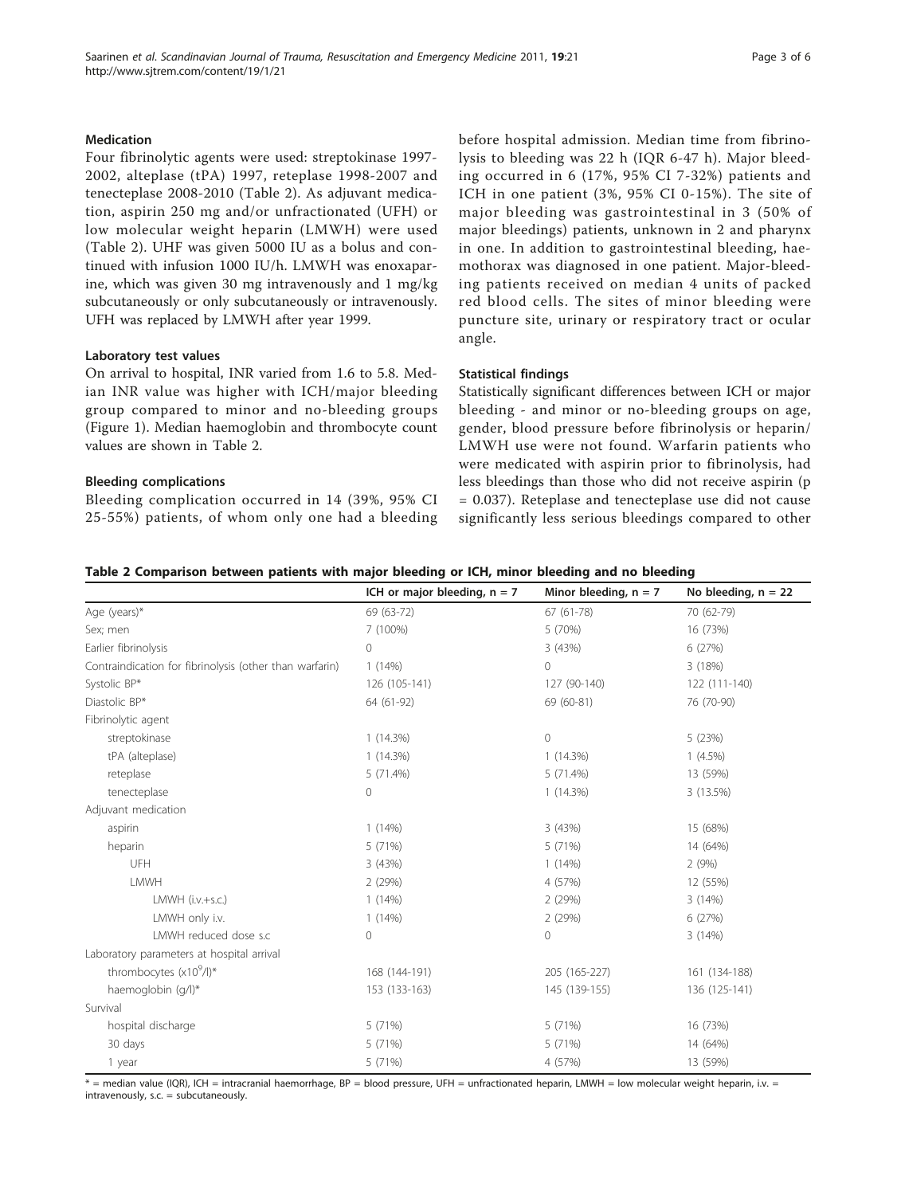### Medication

Four fibrinolytic agents were used: streptokinase 1997-2002, alteplase (tPA) 1997, reteplase 1998-2007 and tenecteplase 2008-2010 (Table 2). As adjuvant medication, aspirin 250 mg and/or unfractionated (UFH) or low molecular weight heparin (LMWH) were used (Table 2). UHF was given 5000 IU as a bolus and continued with infusion 1000 IU/h. LMWH was enoxaparine, which was given 30 mg intravenously and 1 mg/kg subcutaneously or only subcutaneously or intravenously. UFH was replaced by LMWH after year 1999.

### Laboratory test values

On arrival to hospital, INR varied from 1.6 to 5.8. Median INR value was higher with ICH/major bleeding group compared to minor and no-bleeding groups (Figure 1). Median haemoglobin and thrombocyte count values are shown in Table 2.

### Bleeding complications

Bleeding complication occurred in 14 (39%, 95% CI 25-55%) patients, of whom only one had a bleeding before hospital admission. Median time from fibrinolysis to bleeding was 22 h (IQR 6-47 h). Major bleeding occurred in 6 (17%, 95% CI 7-32%) patients and ICH in one patient (3%, 95% CI 0-15%). The site of major bleeding was gastrointestinal in 3 (50% of major bleedings) patients, unknown in 2 and pharynx in one. In addition to gastrointestinal bleeding, haemothorax was diagnosed in one patient. Major-bleeding patients received on median 4 units of packed red blood cells. The sites of minor bleeding were puncture site, urinary or respiratory tract or ocular angle.

### Statistical findings

Statistically significant differences between ICH or major bleeding - and minor or no-bleeding groups on age, gender, blood pressure before fibrinolysis or heparin/LMWH use were not found. Warfarin patients who were medicated with aspirin prior to fibrinolysis, had less bleedings than those who did not receive aspirin (p = 0.037). Reteplase and tenecteplase use did not cause significantly less serious bleedings compared to other

**Table 2 Comparison between patients with major bleeding or ICH, minor bleeding and no bleeding**

| | ICH or major bleeding, n = 7 | Minor bleeding, n = 7 | No bleeding, n = 22 |
|---|---|---|---|
| Age (years)* | 69 (63-72) | 67 (61-78) | 70 (62-79) |
| Sex; men | 7 (100%) | 5 (70%) | 16 (73%) |
| Earlier fibrinolysis | 0 | 3 (43%) | 6 (27%) |
| Contraindication for fibrinolysis (other than warfarin) | 1 (14%) | 0 | 3 (18%) |
| Systolic BP* | 126 (105-141) | 127 (90-140) | 122 (111-140) |
| Diastolic BP* | 64 (61-92) | 69 (60-81) | 76 (70-90) |
| Fibrinolytic agent | | | |
| streptokinase | 1 (14.3%) | 0 | 5 (23%) |
| tPA (alteplase) | 1 (14.3%) | 1 (14.3%) | 1 (4.5%) |
| reteplase | 5 (71.4%) | 5 (71.4%) | 13 (59%) |
| tenecteplase | 0 | 1 (14.3%) | 3 (13.5%) |
| Adjuvant medication | | | |
| aspirin | 1 (14%) | 3 (43%) | 15 (68%) |
| heparin | 5 (71%) | 5 (71%) | 14 (64%) |
| UFH | 3 (43%) | 1 (14%) | 2 (9%) |
| LMWH | 2 (29%) | 4 (57%) | 12 (55%) |
| LMWH (i.v.+s.c.) | 1 (14%) | 2 (29%) | 3 (14%) |
| LMWH only i.v. | 1 (14%) | 2 (29%) | 6 (27%) |
| LMWH reduced dose s.c | 0 | 0 | 3 (14%) |
| Laboratory parameters at hospital arrival | | | |
| thrombocytes ($x10^9$/l)* | 168 (144-191) | 205 (165-227) | 161 (134-188) |
| haemoglobin (g/l)* | 153 (133-163) | 145 (139-155) | 136 (125-141) |
| Survival | | | |
| hospital discharge | 5 (71%) | 5 (71%) | 16 (73%) |
| 30 days | 5 (71%) | 5 (71%) | 14 (64%) |
| 1 year | 5 (71%) | 4 (57%) | 13 (59%) |

* = median value (IQR), ICH = intracranial haemorrhage, BP = blood pressure, UFH = unfractionated heparin, LMWH = low molecular weight heparin, i.v. = intravenously, s.c. = subcutaneously.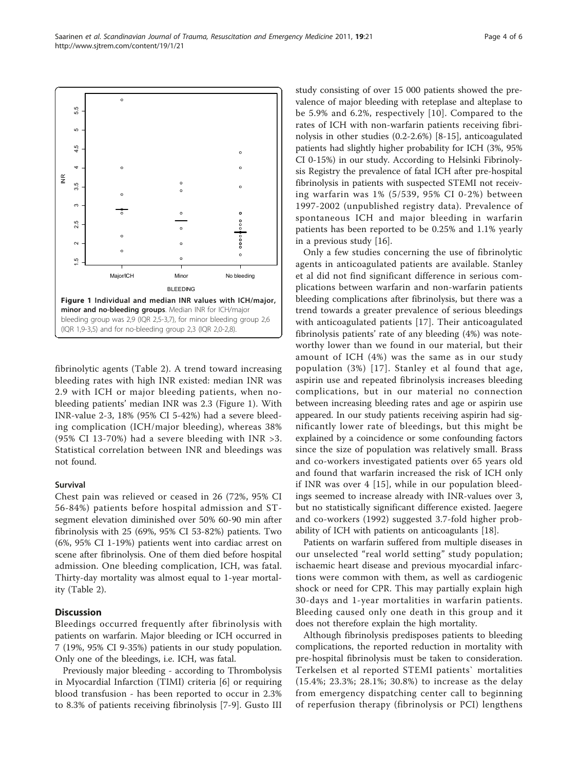**Figure 1 Individual and median INR values with ICH/major, minor and no-bleeding groups**. Median INR for ICH/major bleeding group was 2,9 (IQR 2,5-3,7), for minor bleeding group 2,6 (IQR 1,9-3,5) and for no-bleeding group 2,3 (IQR 2,0-2,8).

fibrinolytic agents (Table 2). A trend toward increasing bleeding rates with high INR existed: median INR was 2.9 with ICH or major bleeding patients, when no-bleeding patients' median INR was 2.3 (Figure 1). With INR-value 2-3, 18% (95% CI 5-42%) had a severe bleeding complication (ICH/major bleeding), whereas 38% (95% CI 13-70%) had a severe bleeding with INR >3. Statistical correlation between INR and bleedings was not found.

### Survival

Chest pain was relieved or ceased in 26 (72%, 95% CI 56-84%) patients before hospital admission and ST-segment elevation diminished over 50% 60-90 min after fibrinolysis with 25 (69%, 95% CI 53-82%) patients. Two (6%, 95% CI 1-19%) patients went into cardiac arrest on scene after fibrinolysis. One of them died before hospital admission. One bleeding complication, ICH, was fatal. Thirty-day mortality was almost equal to 1-year mortality (Table 2).

## Discussion

Bleedings occurred frequently after fibrinolysis with patients on warfarin. Major bleeding or ICH occurred in 7 (19%, 95% CI 9-35%) patients in our study population. Only one of the bleedings, i.e. ICH, was fatal.

Previously major bleeding - according to Thrombolysis in Myocardial Infarction (TIMI) criteria [6] or requiring blood transfusion - has been reported to occur in 2.3% to 8.3% of patients receiving fibrinolysis [7-9]. Gusto III study consisting of over 15 000 patients showed the prevalence of major bleeding with reteplase and alteplase to be 5.9% and 6.2%, respectively [10]. Compared to the rates of ICH with non-warfarin patients receiving fibrinolysis in other studies (0.2-2.6%) [8-15], anticoagulated patients had slightly higher probability for ICH (3%, 95% CI 0-15%) in our study. According to Helsinki Fibrinolysis Registry the prevalence of fatal ICH after pre-hospital fibrinolysis in patients with suspected STEMI not receiving warfarin was 1% (5/539, 95% CI 0-2%) between 1997-2002 (unpublished registry data). Prevalence of spontaneous ICH and major bleeding in warfarin patients has been reported to be 0.25% and 1.1% yearly in a previous study [16].

Only a few studies concerning the use of fibrinolytic agents in anticoagulated patients are available. Stanley et al did not find significant difference in serious complications between warfarin and non-warfarin patients bleeding complications after fibrinolysis, but there was a trend towards a greater prevalence of serious bleedings with anticoagulated patients [17]. Their anticoagulated fibrinolysis patients' rate of any bleeding (4%) was noteworthy lower than we found in our material, but their amount of ICH (4%) was the same as in our study population (3%) [17]. Stanley et al found that age, aspirin use and repeated fibrinolysis increases bleeding complications, but in our material no connection between increasing bleeding rates and age or aspirin use appeared. In our study patients receiving aspirin had significantly lower rate of bleedings, but this might be explained by a coincidence or some confounding factors since the size of population was relatively small. Brass and co-workers investigated patients over 65 years old and found that warfarin increased the risk of ICH only if INR was over 4 [15], while in our population bleedings seemed to increase already with INR-values over 3, but no statistically significant difference existed. Jaegere and co-workers (1992) suggested 3.7-fold higher probability of ICH with patients on anticoagulants [18].

Patients on warfarin suffered from multiple diseases in our unselected "real world setting" study population; ischaemic heart disease and previous myocardial infarctions were common with them, as well as cardiogenic shock or need for CPR. This may partially explain high 30-days and 1-year mortalities in warfarin patients. Bleeding caused only one death in this group and it does not therefore explain the high mortality.

Although fibrinolysis predisposes patients to bleeding complications, the reported reduction in mortality with pre-hospital fibrinolysis must be taken to consideration. Terkelsen et al reported STEMI patients` mortalities (15.4%; 23.3%; 28.1%; 30.8%) to increase as the delay from emergency dispatching center call to beginning of reperfusion therapy (fibrinolysis or PCI) lengthens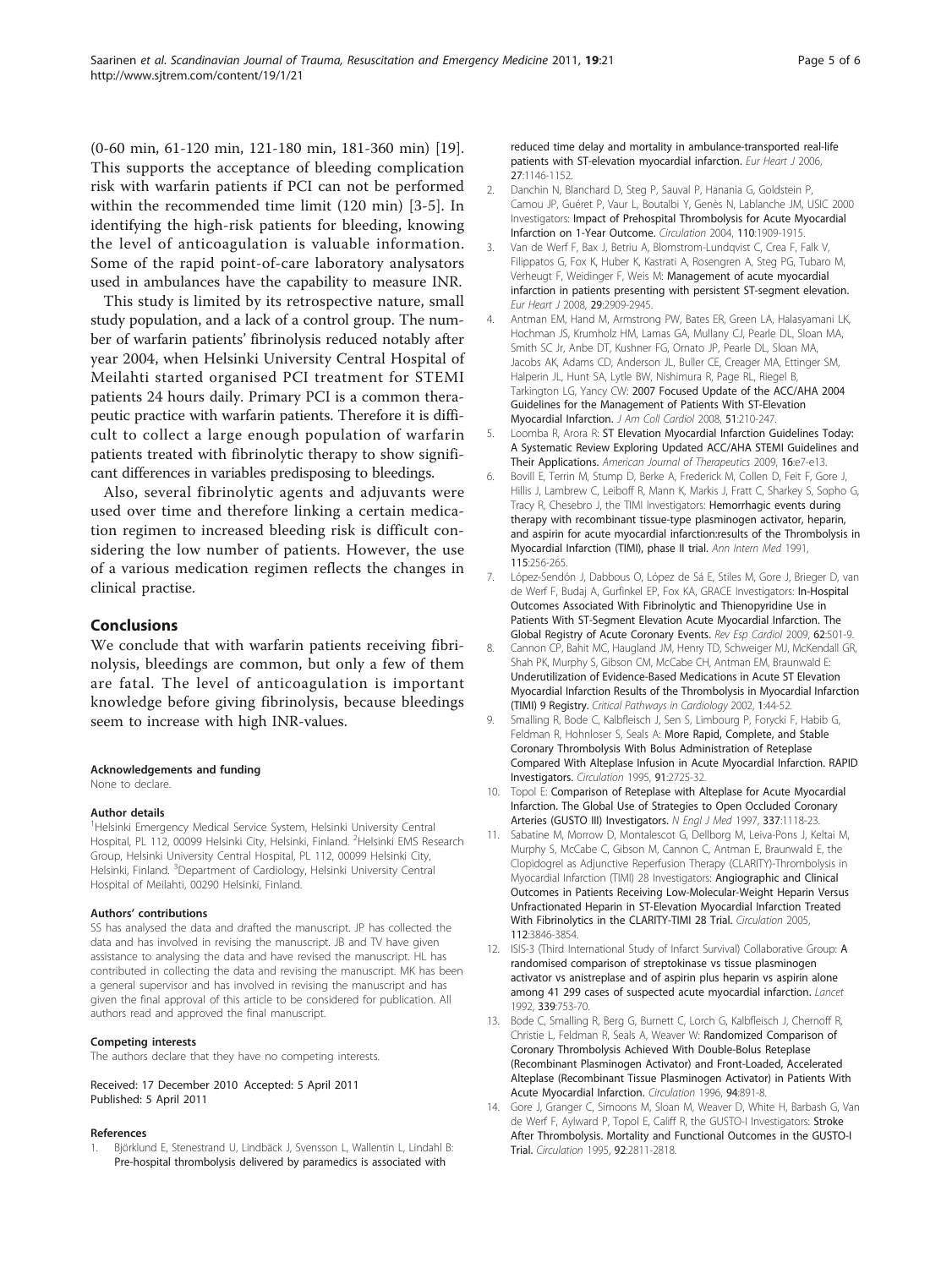(0-60 min, 61-120 min, 121-180 min, 181-360 min) [19]. This supports the acceptance of bleeding complication risk with warfarin patients if PCI can not be performed within the recommended time limit (120 min) [3-5]. In identifying the high-risk patients for bleeding, knowing the level of anticoagulation is valuable information. Some of the rapid point-of-care laboratory analysators used in ambulances have the capability to measure INR.

This study is limited by its retrospective nature, small study population, and a lack of a control group. The number of warfarin patients' fibrinolysis reduced notably after year 2004, when Helsinki University Central Hospital of Meilahti started organised PCI treatment for STEMI patients 24 hours daily. Primary PCI is a common therapeutic practice with warfarin patients. Therefore it is difficult to collect a large enough population of warfarin patients treated with fibrinolytic therapy to show significant differences in variables predisposing to bleedings.

Also, several fibrinolytic agents and adjuvants were used over time and therefore linking a certain medication regimen to increased bleeding risk is difficult considering the low number of patients. However, the use of a various medication regimen reflects the changes in clinical practise.

## Conclusions

We conclude that with warfarin patients receiving fibrinolysis, bleedings are common, but only a few of them are fatal. The level of anticoagulation is important knowledge before giving fibrinolysis, because bleedings seem to increase with high INR-values.

#### Acknowledgements and funding

None to declare.

#### Author details

[1]Helsinki Emergency Medical Service System, Helsinki University Central Hospital, PL 112, 00099 Helsinki City, Helsinki, Finland. [2]Helsinki EMS Research Group, Helsinki University Central Hospital, PL 112, 00099 Helsinki City, Helsinki, Finland. [3]Department of Cardiology, Helsinki University Central Hospital of Meilahti, 00290 Helsinki, Finland.

#### Authors' contributions

SS has analysed the data and drafted the manuscript. JP has collected the data and has involved in revising the manuscript. JB and TV have given assistance to analysing the data and have revised the manuscript. HL has contributed in collecting the data and revising the manuscript. MK has been a general supervisor and has involved in revising the manuscript and has given the final approval of this article to be considered for publication. All authors read and approved the final manuscript.

#### Competing interests

The authors declare that they have no competing interests.

Received: 17 December 2010 Accepted: 5 April 2011
Published: 5 April 2011

#### References

1. Björklund E, Stenestrand U, Lindbäck J, Svensson L, Wallentin L, Lindahl B: **Pre-hospital thrombolysis delivered by paramedics is associated with reduced time delay and mortality in ambulance-transported real-life patients with ST-elevation myocardial infarction.** *Eur Heart J* 2006, **27**:1146-1152.
2. Danchin N, Blanchard D, Steg P, Sauval P, Hanania G, Goldstein P, Camou JP, Guéret P, Vaur L, Boutalbi Y, Genès N, Lablanche JM, USIC 2000 Investigators: **Impact of Prehospital Thrombolysis for Acute Myocardial Infarction on 1-Year Outcome.** *Circulation* 2004, **110**:1909-1915.
3. Van de Werf F, Bax J, Betriu A, Blomstrom-Lundqvist C, Crea F, Falk V, Filippatos G, Fox K, Huber K, Kastrati A, Rosengren A, Steg PG, Tubaro M, Verheugt F, Weidinger F, Weis M: **Management of acute myocardial infarction in patients presenting with persistent ST-segment elevation.** *Eur Heart J* 2008, **29**:2909-2945.
4. Antman EM, Hand M, Armstrong PW, Bates ER, Green LA, Halasyamani LK, Hochman JS, Krumholz HM, Lamas GA, Mullany CJ, Pearle DL, Sloan MA, Smith SC Jr, Anbe DT, Kushner FG, Ornato JP, Pearle DL, Sloan MA, Jacobs AK, Adams CD, Anderson JL, Buller CE, Creager MA, Ettinger SM, Halperin JL, Hunt SA, Lytle BW, Nishimura R, Page RL, Riegel B, Tarkington LG, Yancy CW: **2007 Focused Update of the ACC/AHA 2004 Guidelines for the Management of Patients With ST-Elevation Myocardial Infarction.** *J Am Coll Cardiol* 2008, **51**:210-247.
5. Loomba R, Arora R: **ST Elevation Myocardial Infarction Guidelines Today: A Systematic Review Exploring Updated ACC/AHA STEMI Guidelines and Their Applications.** *American Journal of Therapeutics* 2009, **16**:e7-e13.
6. Bovill E, Terrin M, Stump D, Berke A, Frederick M, Collen D, Feit F, Gore J, Hillis J, Lambrew C, Leiboff R, Mann K, Markis J, Fratt C, Sharkey S, Sopho G, Tracy R, Chesebro J, the TIMI Investigators: **Hemorrhagic events during therapy with recombinant tissue-type plasminogen activator, heparin, and aspirin for acute myocardial infarction:results of the Thrombolysis in Myocardial Infarction (TIMI), phase II trial.** *Ann Intern Med* 1991, **115**:256-265.
7. López-Sendón J, Dabbous O, López de Sá E, Stiles M, Gore J, Brieger D, van de Werf F, Budaj A, Gurfinkel EP, Fox KA, GRACE Investigators: **In-Hospital Outcomes Associated With Fibrinolytic and Thienopyridine Use in Patients With ST-Segment Elevation Acute Myocardial Infarction. The Global Registry of Acute Coronary Events.** *Rev Esp Cardiol* 2009, **62**:501-9.
8. Cannon CP, Bahit MC, Haugland JM, Henry TD, Schweiger MJ, McKendall GR, Shah PK, Murphy S, Gibson CM, McCabe CH, Antman EM, Braunwald E: **Underutilization of Evidence-Based Medications in Acute ST Elevation Myocardial Infarction Results of the Thrombolysis in Myocardial Infarction (TIMI) 9 Registry.** *Critical Pathways in Cardiology* 2002, **1**:44-52.
9. Smalling R, Bode C, Kalbfleisch J, Sen S, Limbourg P, Forycki F, Habib G, Feldman R, Hohnloser S, Seals A: **More Rapid, Complete, and Stable Coronary Thrombolysis With Bolus Administration of Reteplase Compared With Alteplase Infusion in Acute Myocardial Infarction. RAPID Investigators.** *Circulation* 1995, **91**:2725-32.
10. Topol E: **Comparison of Reteplase with Alteplase for Acute Myocardial Infarction. The Global Use of Strategies to Open Occluded Coronary Arteries (GUSTO III) Investigators.** *N Engl J Med* 1997, **337**:1118-23.
11. Sabatine M, Morrow D, Montalescot G, Dellborg M, Leiva-Pons J, Keltai M, Murphy S, McCabe C, Gibson M, Cannon C, Antman E, Braunwald E, the Clopidogrel as Adjunctive Reperfusion Therapy (CLARITY)-Thrombolysis in Myocardial Infarction (TIMI) 28 Investigators: **Angiographic and Clinical Outcomes in Patients Receiving Low-Molecular-Weight Heparin Versus Unfractionated Heparin in ST-Elevation Myocardial Infarction Treated With Fibrinolytics in the CLARITY-TIMI 28 Trial.** *Circulation* 2005, **112**:3846-3854.
12. ISIS-3 (Third International Study of Infarct Survival) Collaborative Group: **A randomised comparison of streptokinase vs tissue plasminogen activator vs anistreplase and of aspirin plus heparin vs aspirin alone among 41 299 cases of suspected acute myocardial infarction.** *Lancet* 1992, **339**:753-70.
13. Bode C, Smalling R, Berg G, Burnett C, Lorch G, Kalbfleisch J, Chernoff R, Christie L, Feldman R, Seals A, Weaver W: **Randomized Comparison of Coronary Thrombolysis Achieved With Double-Bolus Reteplase (Recombinant Plasminogen Activator) and Front-Loaded, Accelerated Alteplase (Recombinant Tissue Plasminogen Activator) in Patients With Acute Myocardial Infarction.** *Circulation* 1996, **94**:891-8.
14. Gore J, Granger C, Simoons M, Sloan M, Weaver D, White H, Barbash G, Van de Werf F, Aylward P, Topol E, Califf R, the GUSTO-I Investigators: **Stroke After Thrombolysis. Mortality and Functional Outcomes in the GUSTO-I Trial.** *Circulation* 1995, **92**:2811-2818.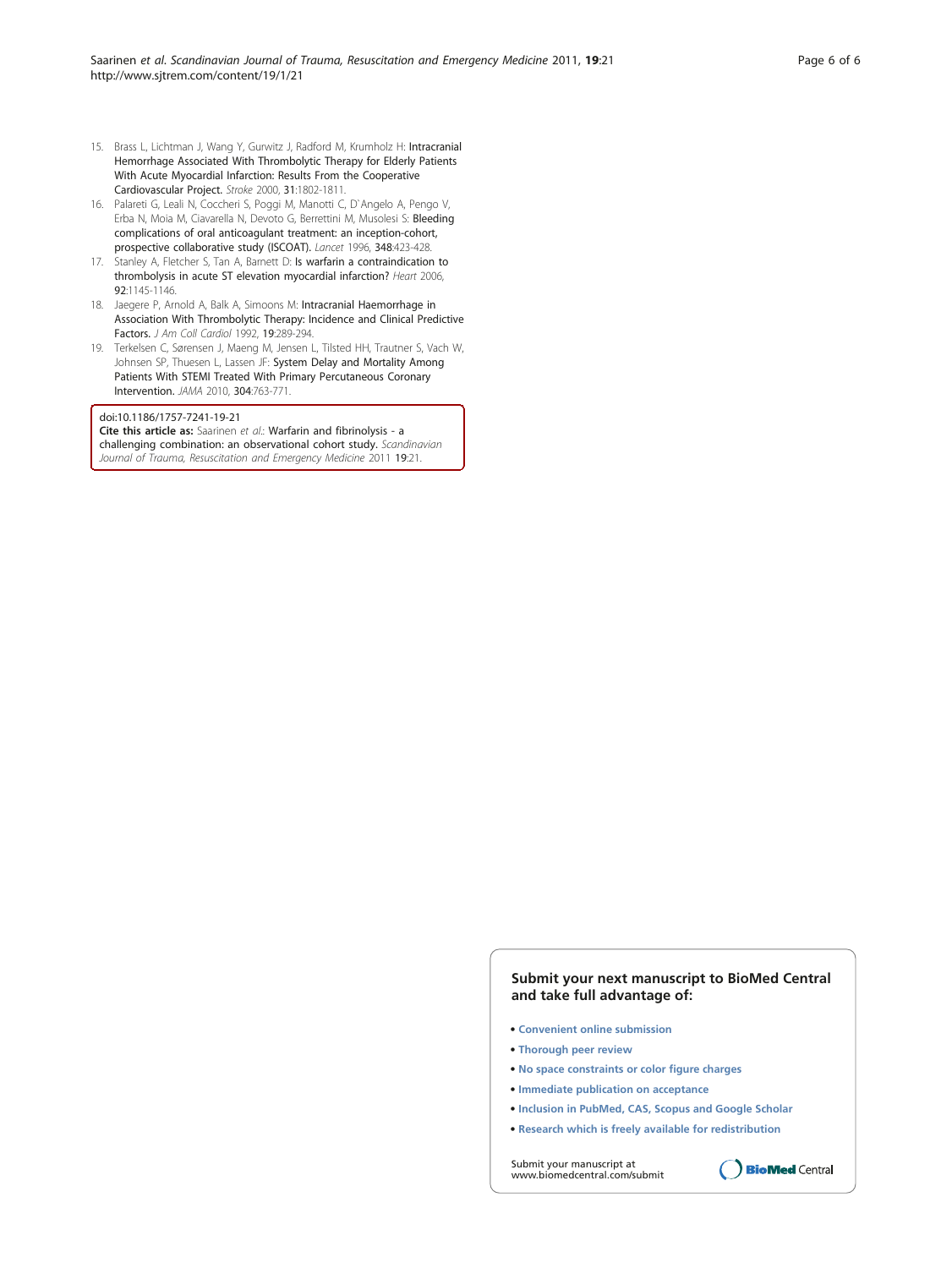15. Brass L, Lichtman J, Wang Y, Gurwitz J, Radford M, Krumholz H: **Intracranial Hemorrhage Associated With Thrombolytic Therapy for Elderly Patients With Acute Myocardial Infarction: Results From the Cooperative Cardiovascular Project.** *Stroke* 2000, **31**:1802-1811.
16. Palareti G, Leali N, Coccheri S, Poggi M, Manotti C, D`Angelo A, Pengo V, Erba N, Moia M, Ciavarella N, Devoto G, Berrettini M, Musolesi S: **Bleeding complications of oral anticoagulant treatment: an inception-cohort, prospective collaborative study (ISCOAT).** *Lancet* 1996, **348**:423-428.
17. Stanley A, Fletcher S, Tan A, Barnett D: **Is warfarin a contraindication to thrombolysis in acute ST elevation myocardial infarction?** *Heart* 2006, **92**:1145-1146.
18. Jaegere P, Arnold A, Balk A, Simoons M: **Intracranial Haemorrhage in Association With Thrombolytic Therapy: Incidence and Clinical Predictive Factors.** *J Am Coll Cardiol* 1992, **19**:289-294.
19. Terkelsen C, Sørensen J, Maeng M, Jensen L, Tilsted HH, Trautner S, Vach W, Johnsen SP, Thuesen L, Lassen JF: **System Delay and Mortality Among Patients With STEMI Treated With Primary Percutaneous Coronary Intervention.** *JAMA* 2010, **304**:763-771.

doi:10.1186/1757-7241-19-21

**Cite this article as:** Saarinen *et al.*: Warfarin and fibrinolysis - a challenging combination: an observational cohort study. *Scandinavian Journal of Trauma, Resuscitation and Emergency Medicine* 2011 **19**:21.

**Submit your next manuscript to BioMed Central and take full advantage of:**

- **Convenient online submission**
- **Thorough peer review**
- **No space constraints or color figure charges**
- **Immediate publication on acceptance**
- **Inclusion in PubMed, CAS, Scopus and Google Scholar**
- **Research which is freely available for redistribution**

Submit your manuscript at
www.biomedcentral.com/submit

BioMed Central